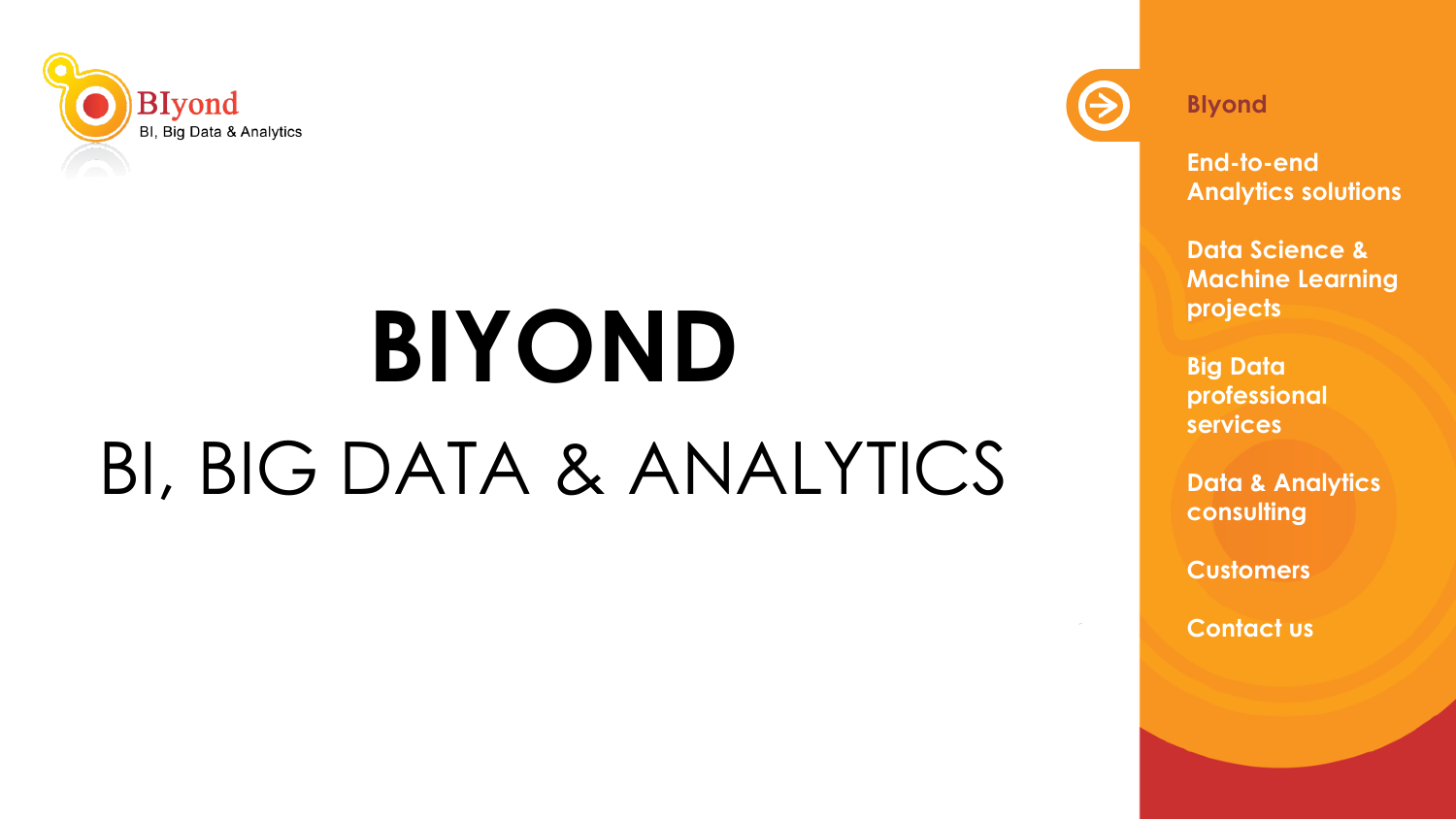BIyond

BI, Big Data & Analytics

# BIYOND

## BI, BIG DATA & ANALYTICS

- BIyond
- End-to-end Analytics solutions
- Data Science & Machine Learning projects
- Big Data professional services
- Data & Analytics consulting
- Customers
- Contact us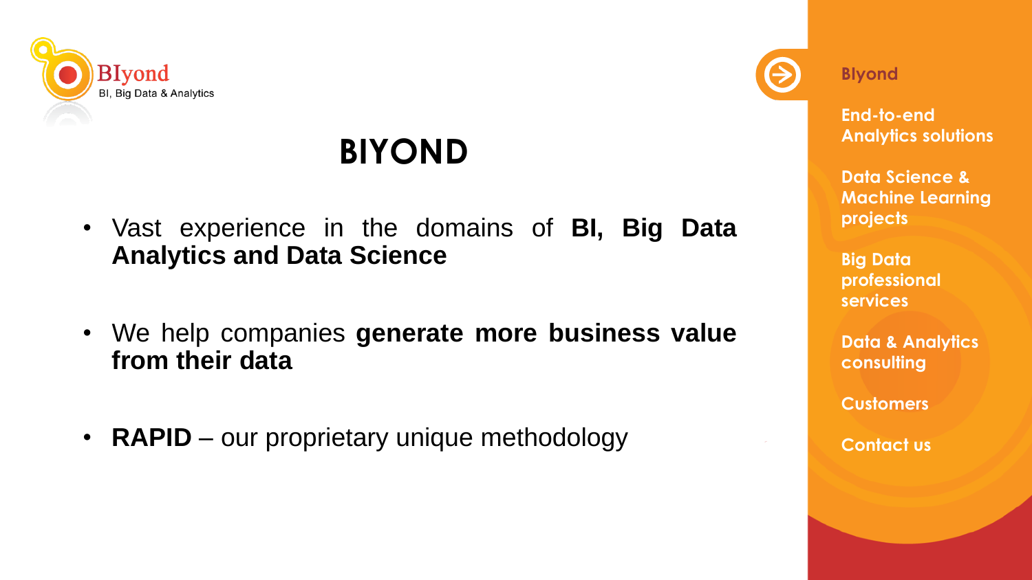BIyond

BI, Big Data & Analytics

# BIYOND

- Vast experience in the domains of **BI, Big Data Analytics and Data Science**
- We help companies **generate more business value from their data**
- **RAPID** – our proprietary unique methodology

Blyond

End-to-end Analytics solutions

Data Science & Machine Learning projects

Big Data professional services

Data & Analytics consulting

Customers

Contact us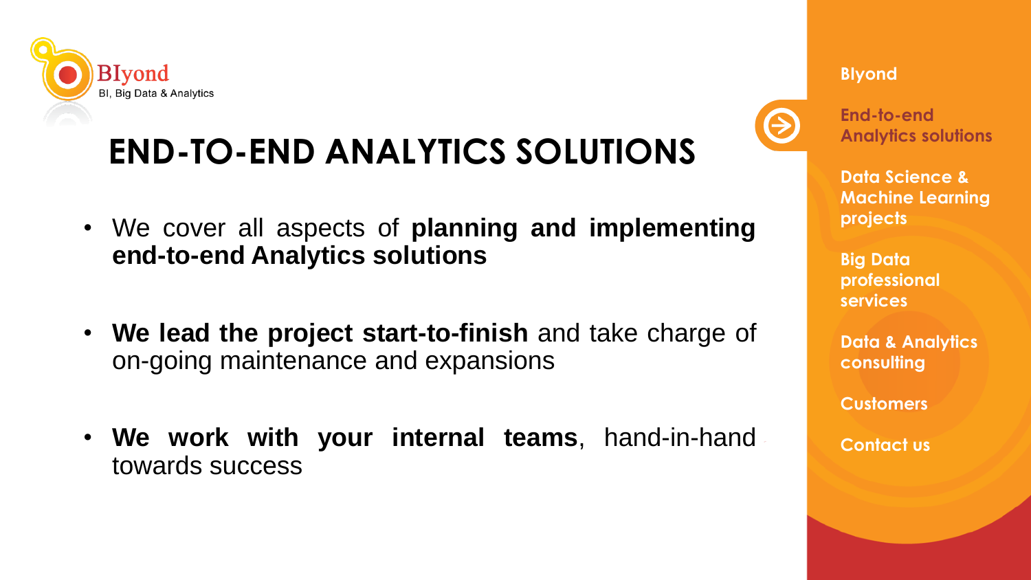BIyond
BI, Big Data & Analytics

# END-TO-END ANALYTICS SOLUTIONS

- We cover all aspects of **planning and implementing end-to-end Analytics solutions**
- **We lead the project start-to-finish** and take charge of on-going maintenance and expansions
- **We work with your internal teams**, hand-in-hand towards success

BIyond

End-to-end Analytics solutions

Data Science & Machine Learning projects

Big Data professional services

Data & Analytics consulting

Customers

Contact us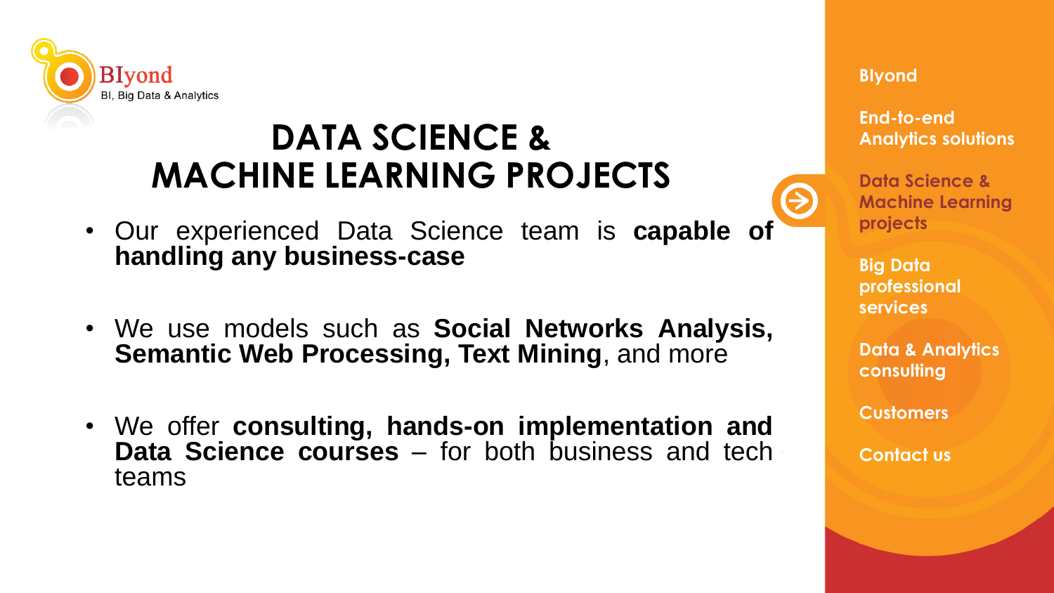BIyond
BI, Big Data & Analytics

# DATA SCIENCE & MACHINE LEARNING PROJECTS

- Our experienced Data Science team is **capable of handling any business-case**
- We use models such as **Social Networks Analysis, Semantic Web Processing, Text Mining**, and more
- We offer **consulting, hands-on implementation and Data Science courses** – for both business and tech teams

BIyond

End-to-end Analytics solutions

Data Science & Machine Learning projects

Big Data professional services

Data & Analytics consulting

Customers

Contact us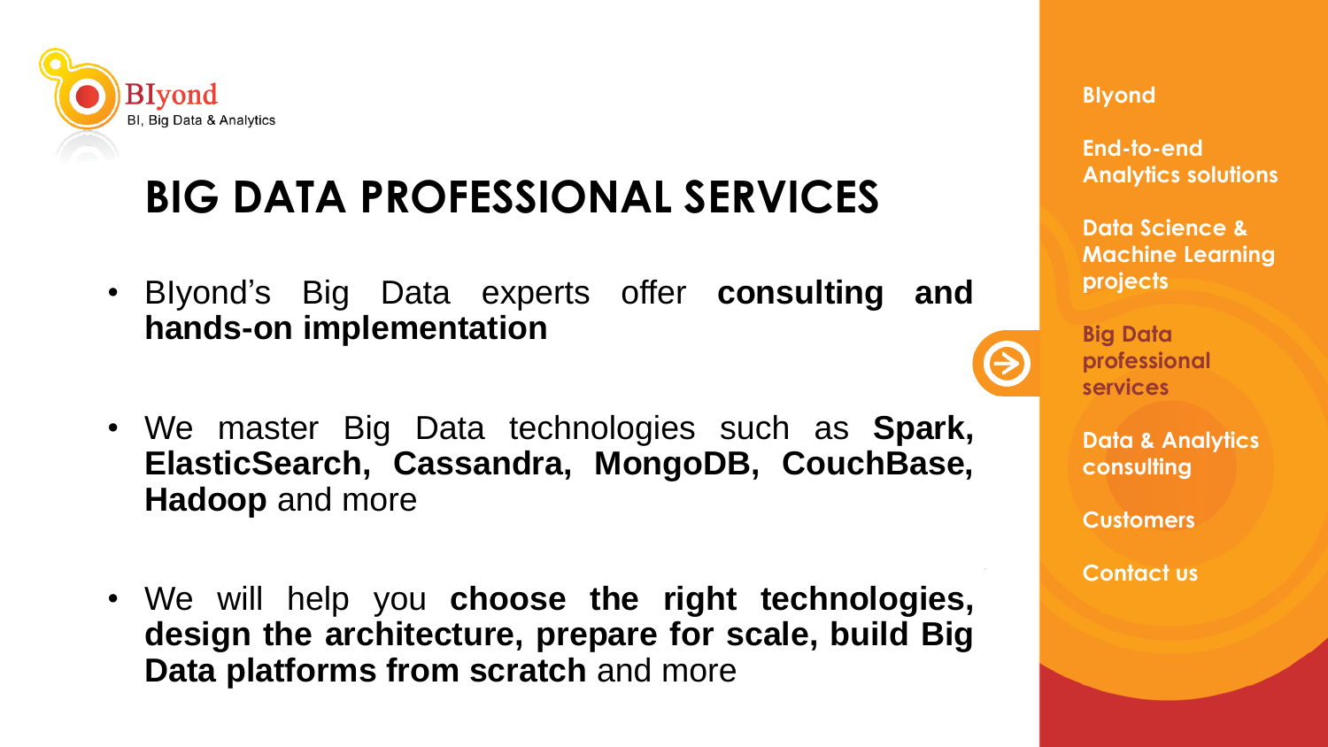BIyond
BI, Big Data & Analytics

# BIG DATA PROFESSIONAL SERVICES

- BIyond's Big Data experts offer **consulting and hands-on implementation**
- We master Big Data technologies such as **Spark, ElasticSearch, Cassandra, MongoDB, CouchBase, Hadoop** and more
- We will help you **choose the right technologies, design the architecture, prepare for scale, build Big Data platforms from scratch** and more

- BIyond
- End-to-end Analytics solutions
- Data Science & Machine Learning projects
- Big Data professional services
- Data & Analytics consulting
- Customers
- Contact us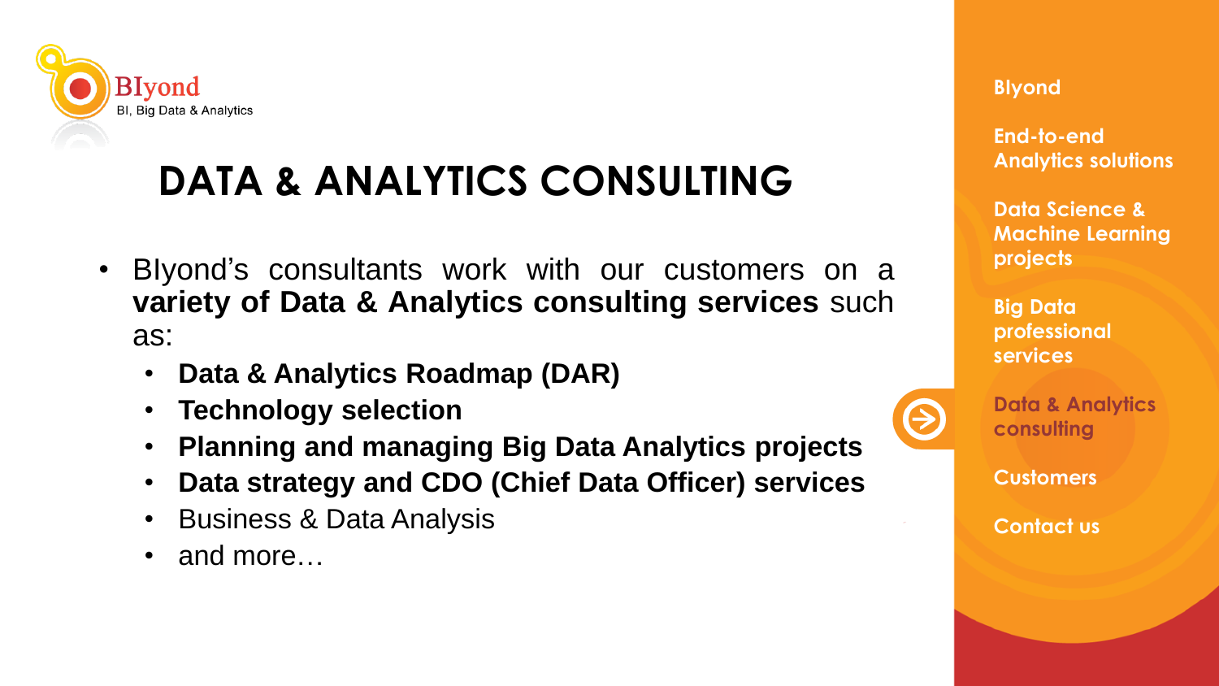BIyond
BI, Big Data & Analytics

# DATA & ANALYTICS CONSULTING

- BIyond's consultants work with our customers on a **variety of Data & Analytics consulting services** such as:
  - **Data & Analytics Roadmap (DAR)**
  - **Technology selection**
  - **Planning and managing Big Data Analytics projects**
  - **Data strategy and CDO (Chief Data Officer) services**
  - Business & Data Analysis
  - and more…

BIyond

End-to-end Analytics solutions

Data Science & Machine Learning projects

Big Data professional services

Data & Analytics consulting

Customers

Contact us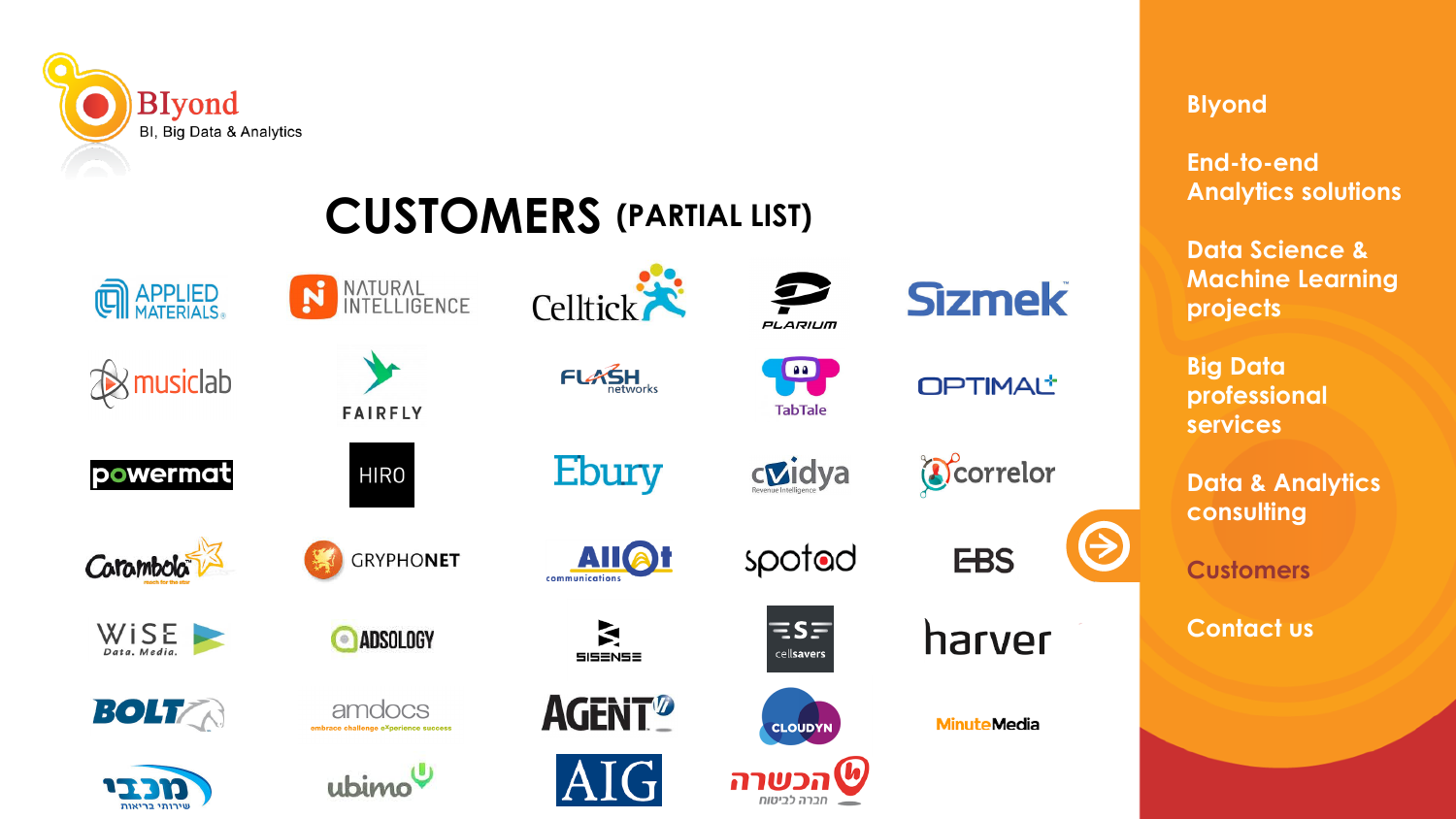BIyond

BI, Big Data & Analytics

# CUSTOMERS (PARTIAL LIST)

- Applied Materials
- Natural Intelligence
- Celltick
- Plarium
- Sizmek
- musiclab
- Fairfly
- Flash Networks
- TabTale
- Optimal+
- powermat
- HIRO
- Ebury
- cvidya
- correlor
- Carambola
- Gryphonet
- Allot Communications
- spotad
- EBS
- WiSE Data. Media.
- Adsology
- Sisense
- cellsavers
- harver
- BOLT
- amdocs
- AGENT
- CLOUDYN
- MinuteMedia
- מכבי שירותי בריאות
- ubimo
- AIG
- הכשרה חברה לביטוח

- Blyond
- End-to-end Analytics solutions
- Data Science & Machine Learning projects
- Big Data professional services
- Data & Analytics consulting
- Customers
- Contact us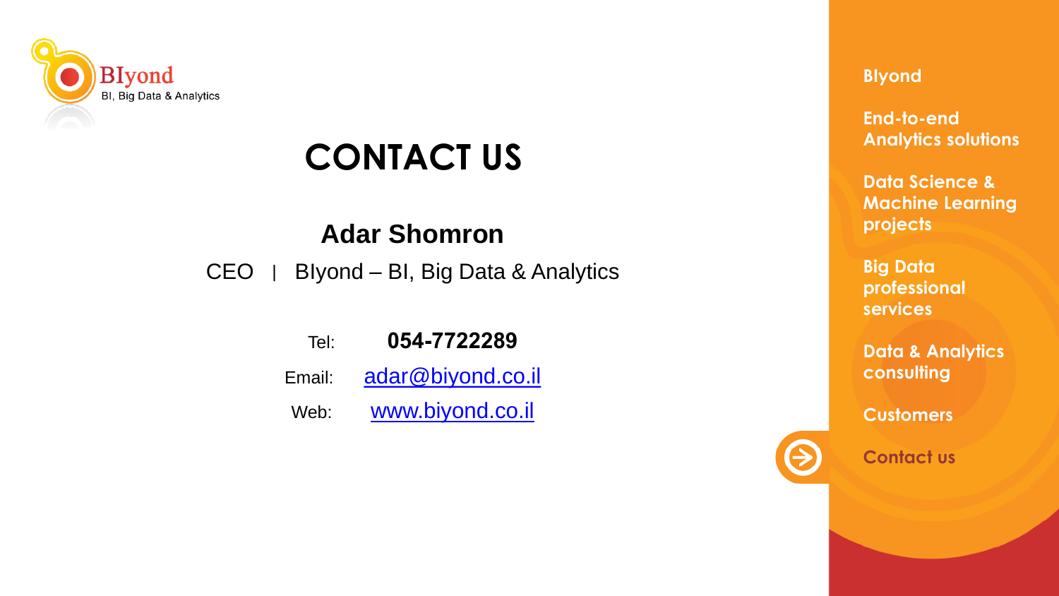BIyond

BI, Big Data & Analytics

# CONTACT US

**Adar Shomron**

CEO | BIyond – BI, Big Data & Analytics

Tel: **054-7722289**

Email: adar@biyond.co.il

Web: www.biyond.co.il

BIyond

End-to-end Analytics solutions

Data Science & Machine Learning projects

Big Data professional services

Data & Analytics consulting

Customers

Contact us